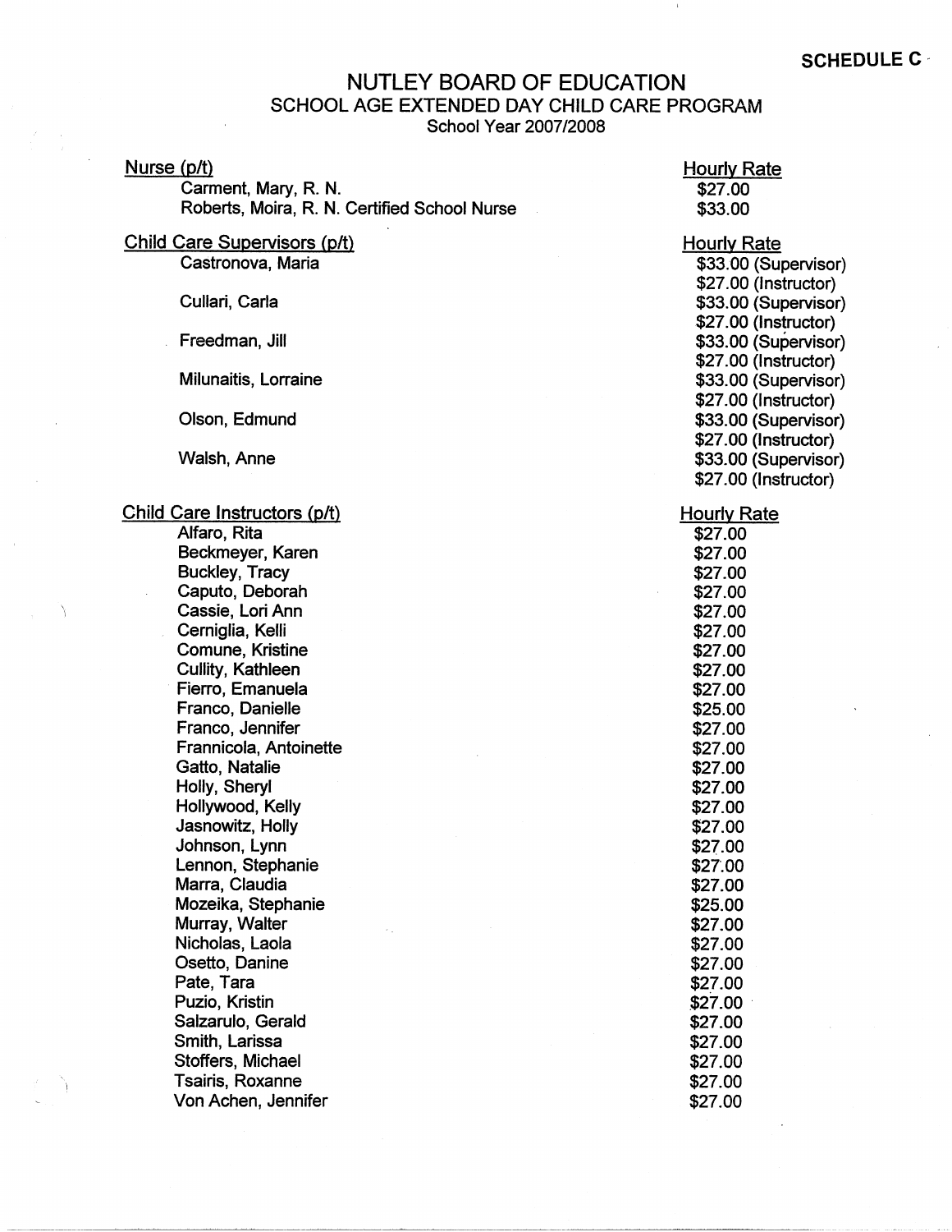**SCHEDULE C**

# NUTLEY BOARD OF EDUCATION

## SCHOOL AGE EXTENDED DAY CHILD CARE PROGRAM

School Year 2007/2008

| Nurse (p/t) | Hourly Rate |
|---|---|
| Carment, Mary, R. N. | $27.00 |
| Roberts, Moira, R. N. Certified School Nurse | $33.00 |

| Child Care Supervisors (p/t) | Hourly Rate |
|---|---|
| Castronova, Maria | $33.00 (Supervisor) |
| | $27.00 (Instructor) |
| Cullari, Carla | $33.00 (Supervisor) |
| | $27.00 (Instructor) |
| Freedman, Jill | $33.00 (Supervisor) |
| | $27.00 (Instructor) |
| Milunaitis, Lorraine | $33.00 (Supervisor) |
| | $27.00 (Instructor) |
| Olson, Edmund | $33.00 (Supervisor) |
| | $27.00 (Instructor) |
| Walsh, Anne | $33.00 (Supervisor) |
| | $27.00 (Instructor) |

| Child Care Instructors (p/t) | Hourly Rate |
|---|---|
| Alfaro, Rita | $27.00 |
| Beckmeyer, Karen | $27.00 |
| Buckley, Tracy | $27.00 |
| Caputo, Deborah | $27.00 |
| Cassie, Lori Ann | $27.00 |
| Cerniglia, Kelli | $27.00 |
| Comune, Kristine | $27.00 |
| Cullity, Kathleen | $27.00 |
| Fierro, Emanuela | $27.00 |
| Franco, Danielle | $25.00 |
| Franco, Jennifer | $27.00 |
| Frannicola, Antoinette | $27.00 |
| Gatto, Natalie | $27.00 |
| Holly, Sheryl | $27.00 |
| Hollywood, Kelly | $27.00 |
| Jasnowitz, Holly | $27.00 |
| Johnson, Lynn | $27.00 |
| Lennon, Stephanie | $27.00 |
| Marra, Claudia | $27.00 |
| Mozeika, Stephanie | $25.00 |
| Murray, Walter | $27.00 |
| Nicholas, Laola | $27.00 |
| Osetto, Danine | $27.00 |
| Pate, Tara | $27.00 |
| Puzio, Kristin | $27.00 |
| Salzarulo, Gerald | $27.00 |
| Smith, Larissa | $27.00 |
| Stoffers, Michael | $27.00 |
| Tsairis, Roxanne | $27.00 |
| Von Achen, Jennifer | $27.00 |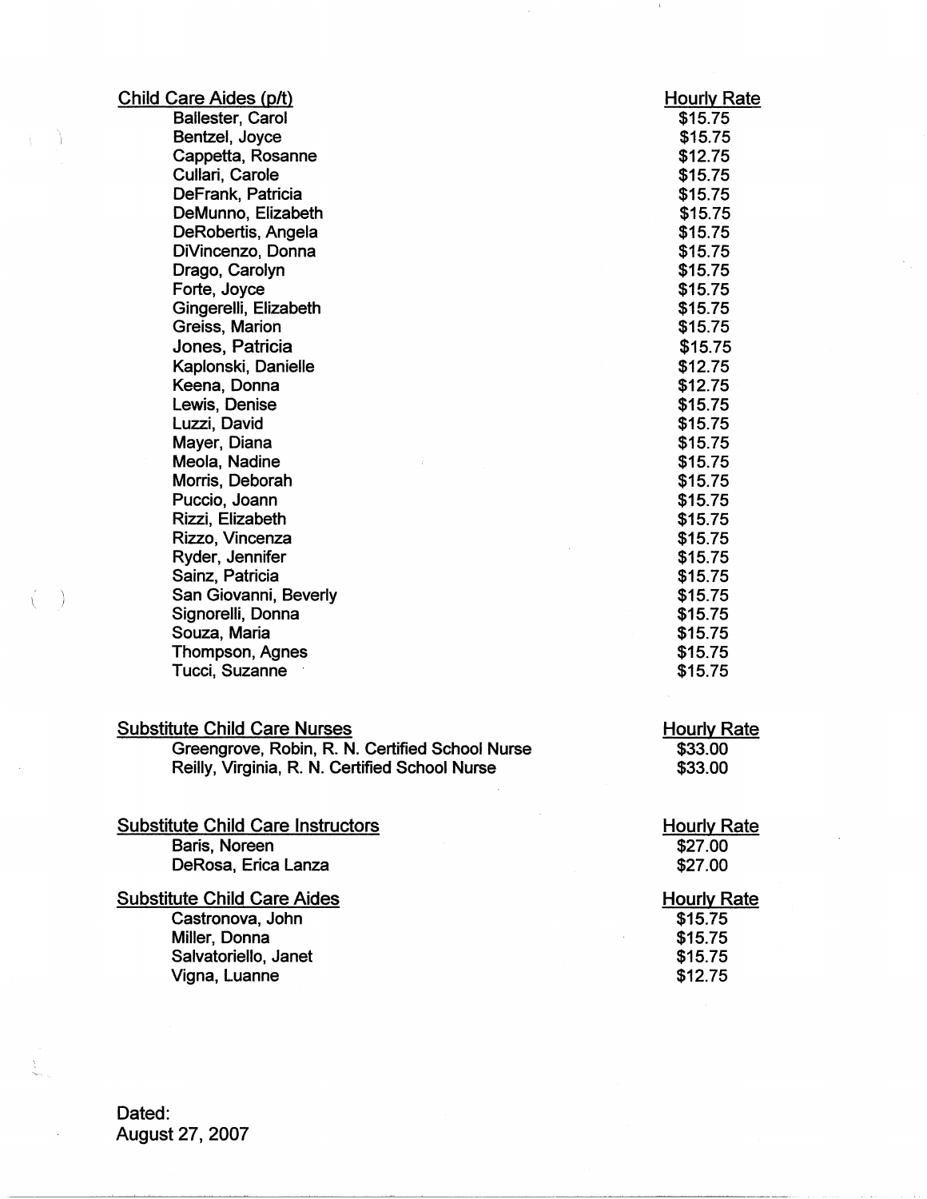| Child Care Aides (p/t) | Hourly Rate |
|---|---|
| Ballester, Carol | $15.75 |
| Bentzel, Joyce | $15.75 |
| Cappetta, Rosanne | $12.75 |
| Cullari, Carole | $15.75 |
| DeFrank, Patricia | $15.75 |
| DeMunno, Elizabeth | $15.75 |
| DeRobertis, Angela | $15.75 |
| DiVincenzo, Donna | $15.75 |
| Drago, Carolyn | $15.75 |
| Forte, Joyce | $15.75 |
| Gingerelli, Elizabeth | $15.75 |
| Greiss, Marion | $15.75 |
| Jones, Patricia | $15.75 |
| Kaplonski, Danielle | $12.75 |
| Keena, Donna | $12.75 |
| Lewis, Denise | $15.75 |
| Luzzi, David | $15.75 |
| Mayer, Diana | $15.75 |
| Meola, Nadine | $15.75 |
| Morris, Deborah | $15.75 |
| Puccio, Joann | $15.75 |
| Rizzi, Elizabeth | $15.75 |
| Rizzo, Vincenza | $15.75 |
| Ryder, Jennifer | $15.75 |
| Sainz, Patricia | $15.75 |
| San Giovanni, Beverly | $15.75 |
| Signorelli, Donna | $15.75 |
| Souza, Maria | $15.75 |
| Thompson, Agnes | $15.75 |
| Tucci, Suzanne | $15.75 |

| Substitute Child Care Nurses | Hourly Rate |
|---|---|
| Greengrove, Robin, R. N. Certified School Nurse | $33.00 |
| Reilly, Virginia, R. N. Certified School Nurse | $33.00 |

| Substitute Child Care Instructors | Hourly Rate |
|---|---|
| Baris, Noreen | $27.00 |
| DeRosa, Erica Lanza | $27.00 |

| Substitute Child Care Aides | Hourly Rate |
|---|---|
| Castronova, John | $15.75 |
| Miller, Donna | $15.75 |
| Salvatoriello, Janet | $15.75 |
| Vigna, Luanne | $12.75 |

Dated:
August 27, 2007